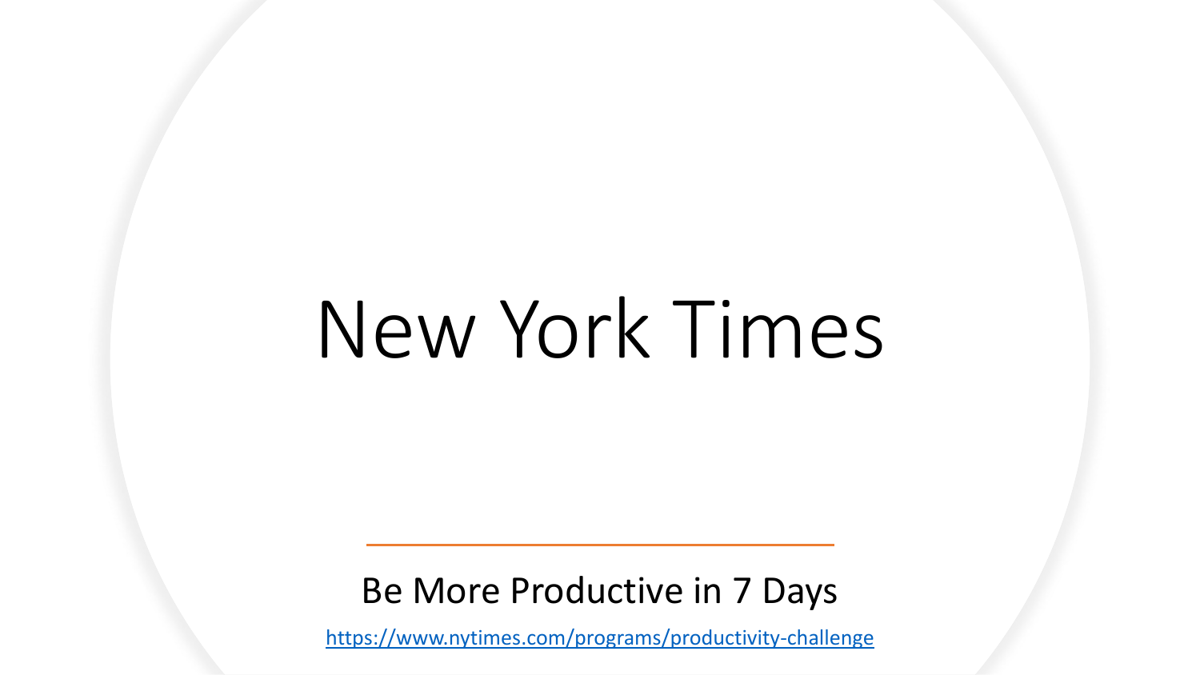# New York Times

Be More Productive in 7 Days

https://www.nytimes.com/programs/productivity-challenge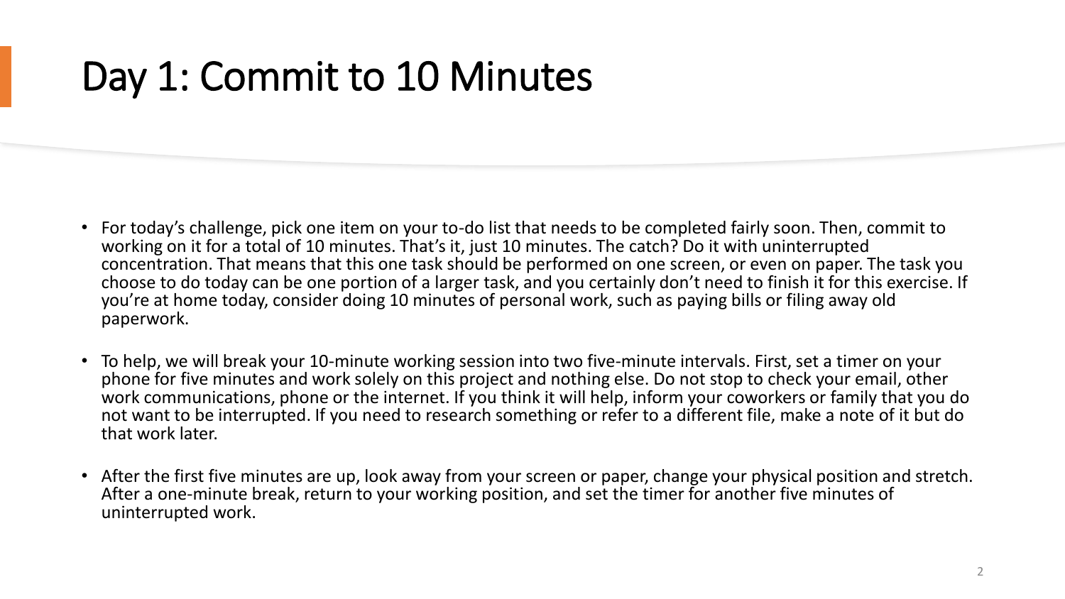# Day 1: Commit to 10 Minutes

- For today's challenge, pick one item on your to-do list that needs to be completed fairly soon. Then, commit to working on it for a total of 10 minutes. That's it, just 10 minutes. The catch? Do it with uninterrupted concentration. That means that this one task should be performed on one screen, or even on paper. The task you choose to do today can be one portion of a larger task, and you certainly don't need to finish it for this exercise. If you're at home today, consider doing 10 minutes of personal work, such as paying bills or filing away old paperwork.
- To help, we will break your 10-minute working session into two five-minute intervals. First, set a timer on your phone for five minutes and work solely on this project and nothing else. Do not stop to check your email, other work communications, phone or the internet. If you think it will help, inform your coworkers or family that you do not want to be interrupted. If you need to research something or refer to a different file, make a note of it but do that work later.
- After the first five minutes are up, look away from your screen or paper, change your physical position and stretch. After a one-minute break, return to your working position, and set the timer for another five minutes of uninterrupted work.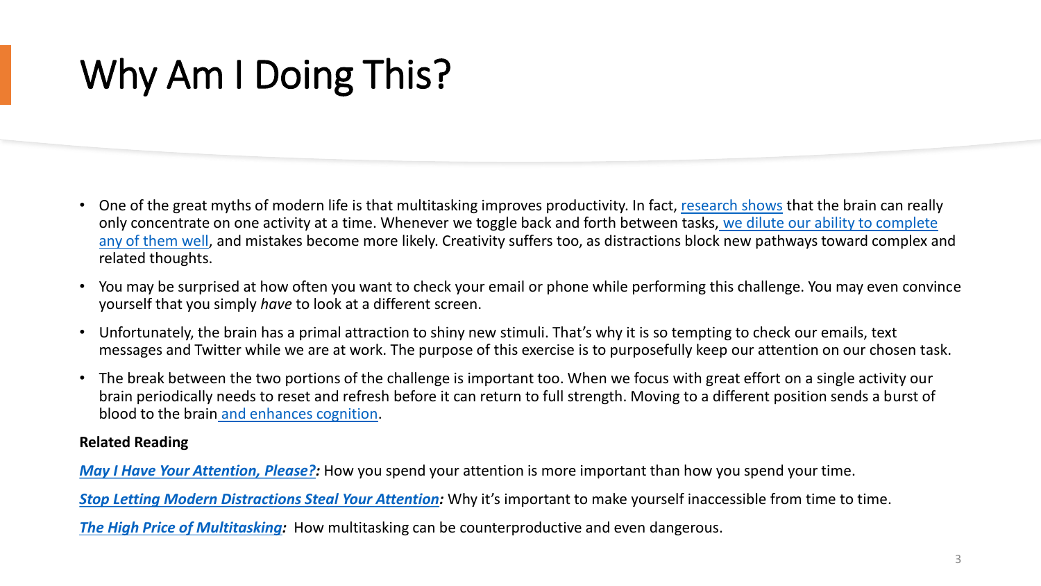# Why Am I Doing This?

- One of the great myths of modern life is that multitasking improves productivity. In fact, research shows that the brain can really only concentrate on one activity at a time. Whenever we toggle back and forth between tasks, we dilute our ability to complete any of them well, and mistakes become more likely. Creativity suffers too, as distractions block new pathways toward complex and related thoughts.
- You may be surprised at how often you want to check your email or phone while performing this challenge. You may even convince yourself that you simply *have* to look at a different screen.
- Unfortunately, the brain has a primal attraction to shiny new stimuli. That's why it is so tempting to check our emails, text messages and Twitter while we are at work. The purpose of this exercise is to purposefully keep our attention on our chosen task.
- The break between the two portions of the challenge is important too. When we focus with great effort on a single activity our brain periodically needs to reset and refresh before it can return to full strength. Moving to a different position sends a burst of blood to the brain and enhances cognition.

**Related Reading**

***May I Have Your Attention, Please?:*** How you spend your attention is more important than how you spend your time.

***Stop Letting Modern Distractions Steal Your Attention:*** Why it's important to make yourself inaccessible from time to time.

***The High Price of Multitasking:*** How multitasking can be counterproductive and even dangerous.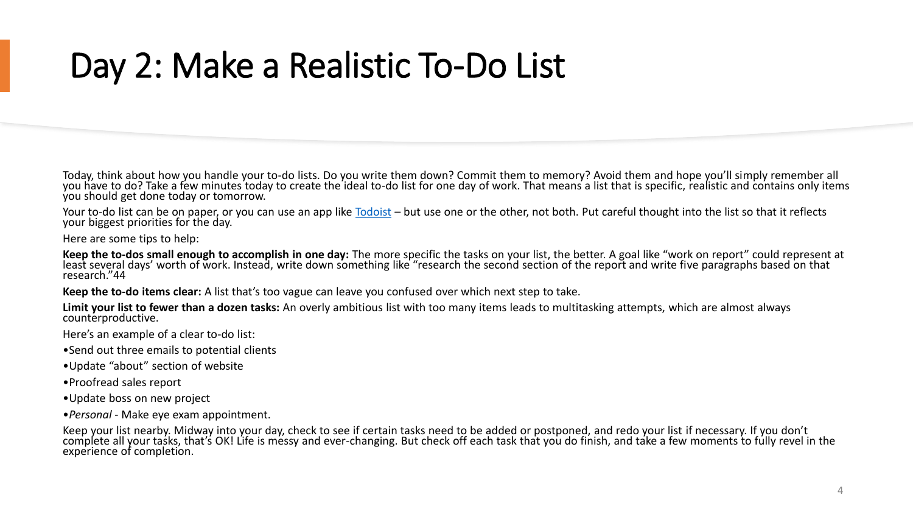# Day 2: Make a Realistic To-Do List

Today, think about how you handle your to-do lists. Do you write them down? Commit them to memory? Avoid them and hope you'll simply remember all you have to do? Take a few minutes today to create the ideal to-do list for one day of work. That means a list that is specific, realistic and contains only items you should get done today or tomorrow.

Your to-do list can be on paper, or you can use an app like Todoist – but use one or the other, not both. Put careful thought into the list so that it reflects your biggest priorities for the day.

Here are some tips to help:

**Keep the to-dos small enough to accomplish in one day:** The more specific the tasks on your list, the better. A goal like "work on report" could represent at least several days' worth of work. Instead, write down something like "research the second section of the report and write five paragraphs based on that research."44

**Keep the to-do items clear:** A list that's too vague can leave you confused over which next step to take.

**Limit your list to fewer than a dozen tasks:** An overly ambitious list with too many items leads to multitasking attempts, which are almost always counterproductive.

Here's an example of a clear to-do list:

- Send out three emails to potential clients
- Update "about" section of website
- Proofread sales report
- Update boss on new project
- *Personal* - Make eye exam appointment.

Keep your list nearby. Midway into your day, check to see if certain tasks need to be added or postponed, and redo your list if necessary. If you don't complete all your tasks, that's OK! Life is messy and ever-changing. But check off each task that you do finish, and take a few moments to fully revel in the experience of completion.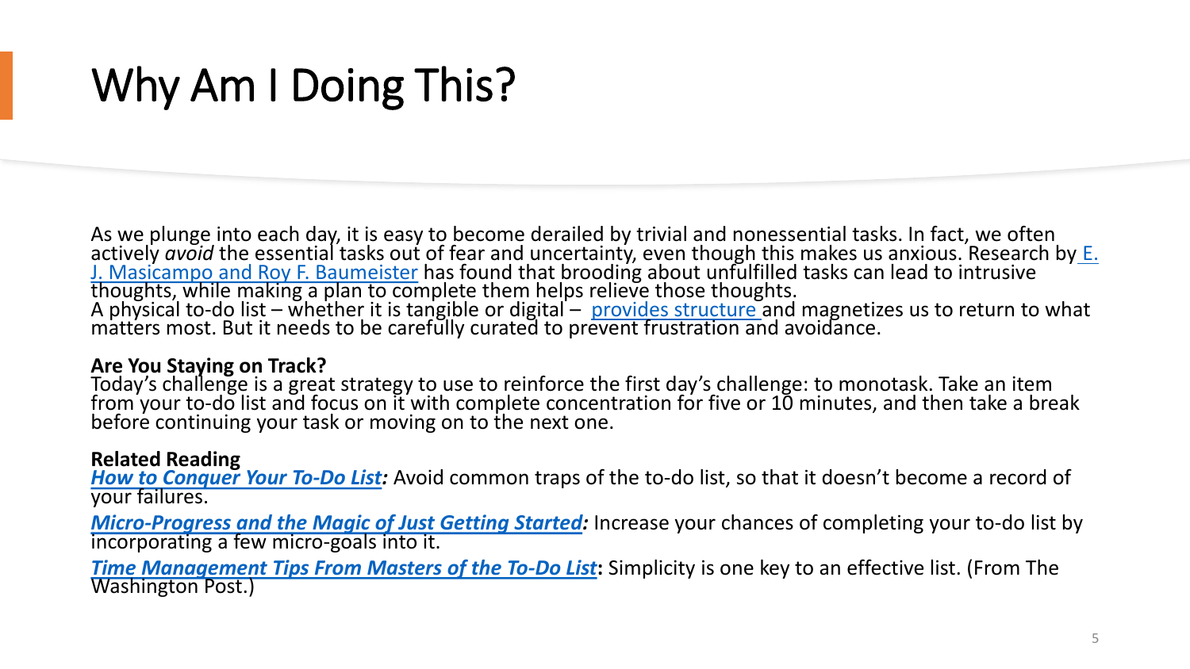# Why Am I Doing This?

As we plunge into each day, it is easy to become derailed by trivial and nonessential tasks. In fact, we often actively *avoid* the essential tasks out of fear and uncertainty, even though this makes us anxious. Research by E. J. Masicampo and Roy F. Baumeister has found that brooding about unfulfilled tasks can lead to intrusive thoughts, while making a plan to complete them helps relieve those thoughts.
A physical to-do list – whether it is tangible or digital – provides structure and magnetizes us to return to what matters most. But it needs to be carefully curated to prevent frustration and avoidance.

**Are You Staying on Track?**
Today's challenge is a great strategy to use to reinforce the first day's challenge: to monotask. Take an item from your to-do list and focus on it with complete concentration for five or 10 minutes, and then take a break before continuing your task or moving on to the next one.

**Related Reading**
***How to Conquer Your To-Do List:*** Avoid common traps of the to-do list, so that it doesn't become a record of your failures.

***Micro-Progress and the Magic of Just Getting Started:*** Increase your chances of completing your to-do list by incorporating a few micro-goals into it.

***Time Management Tips From Masters of the To-Do List*:** Simplicity is one key to an effective list. (From The Washington Post.)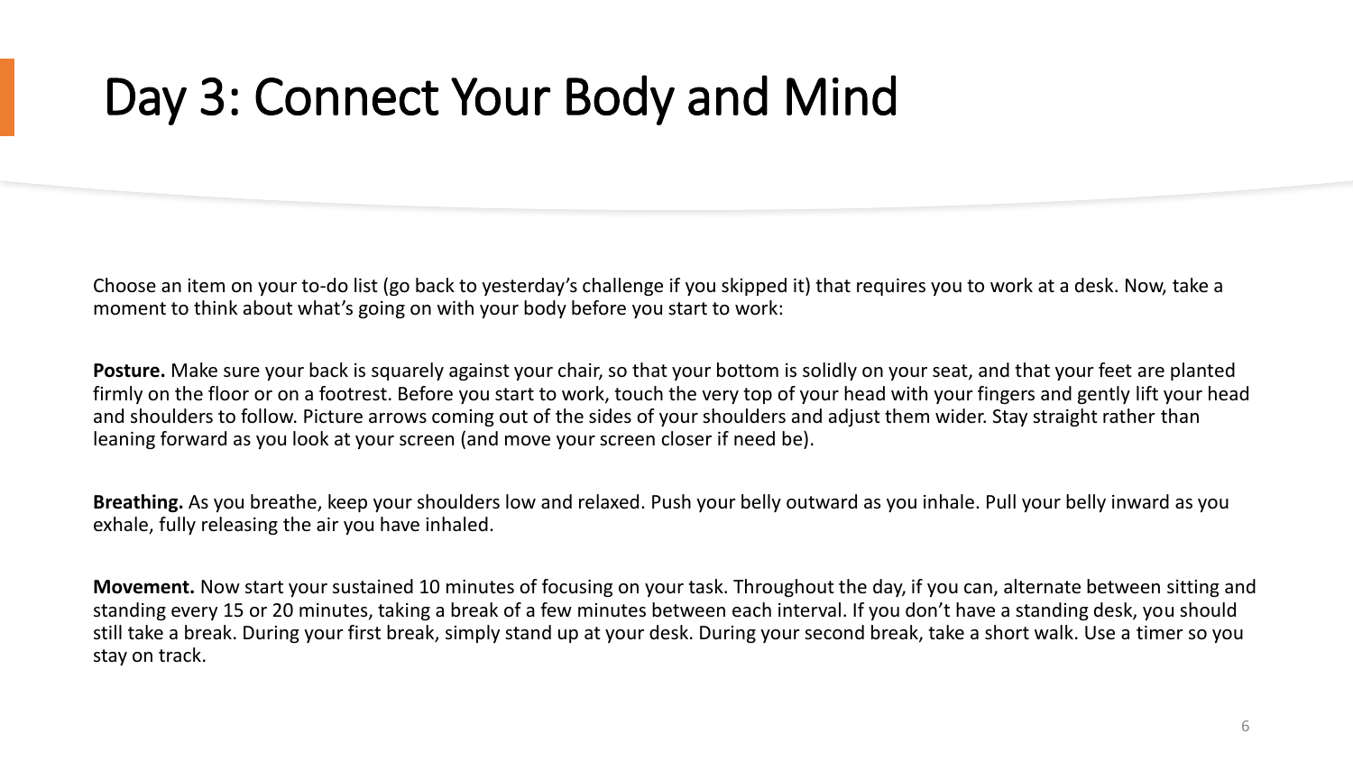# Day 3: Connect Your Body and Mind

Choose an item on your to-do list (go back to yesterday's challenge if you skipped it) that requires you to work at a desk. Now, take a moment to think about what's going on with your body before you start to work:

**Posture.** Make sure your back is squarely against your chair, so that your bottom is solidly on your seat, and that your feet are planted firmly on the floor or on a footrest. Before you start to work, touch the very top of your head with your fingers and gently lift your head and shoulders to follow. Picture arrows coming out of the sides of your shoulders and adjust them wider. Stay straight rather than leaning forward as you look at your screen (and move your screen closer if need be).

**Breathing.** As you breathe, keep your shoulders low and relaxed. Push your belly outward as you inhale. Pull your belly inward as you exhale, fully releasing the air you have inhaled.

**Movement.** Now start your sustained 10 minutes of focusing on your task. Throughout the day, if you can, alternate between sitting and standing every 15 or 20 minutes, taking a break of a few minutes between each interval. If you don't have a standing desk, you should still take a break. During your first break, simply stand up at your desk. During your second break, take a short walk. Use a timer so you stay on track.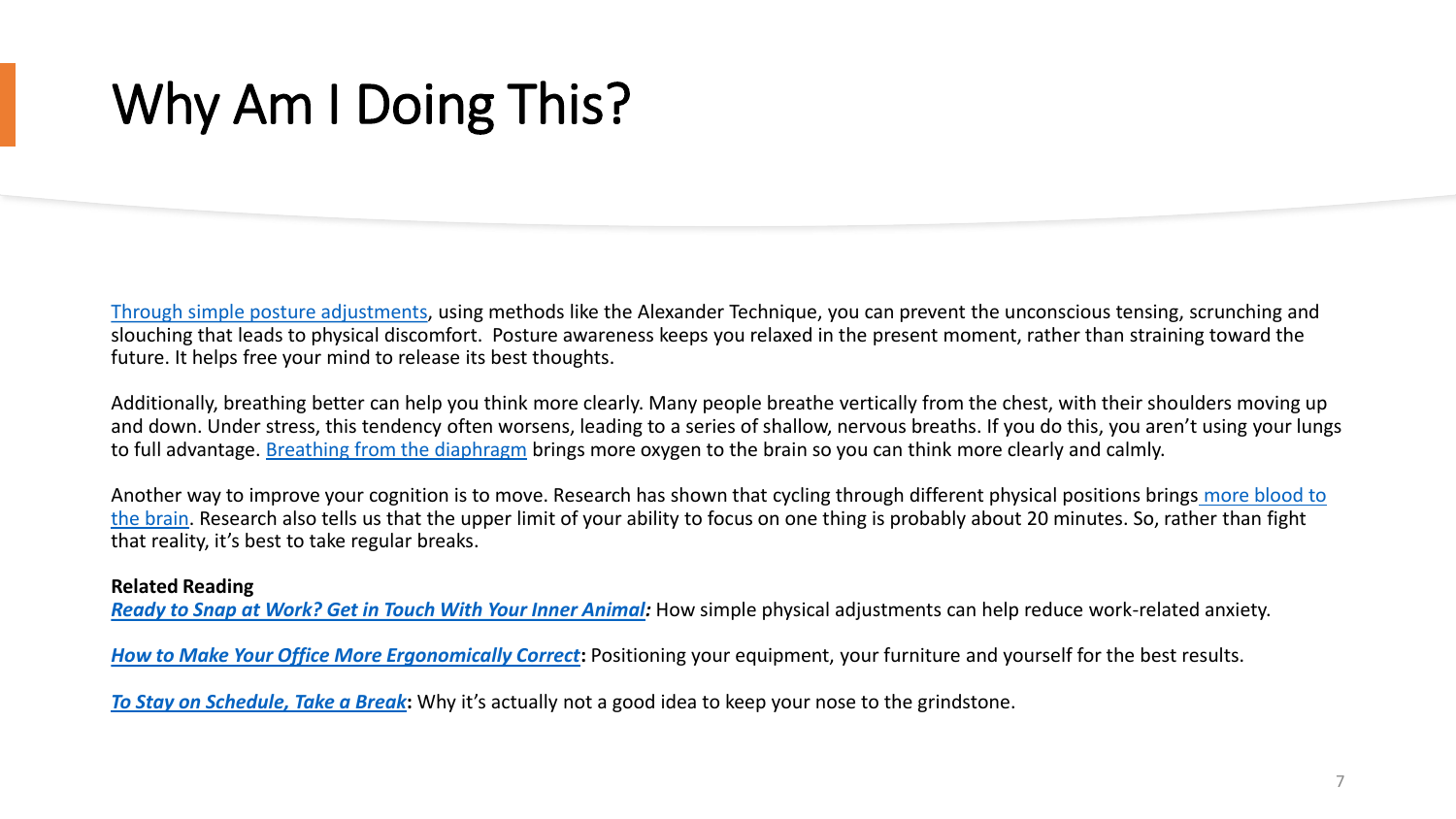# Why Am I Doing This?

Through simple posture adjustments, using methods like the Alexander Technique, you can prevent the unconscious tensing, scrunching and slouching that leads to physical discomfort. Posture awareness keeps you relaxed in the present moment, rather than straining toward the future. It helps free your mind to release its best thoughts.

Additionally, breathing better can help you think more clearly. Many people breathe vertically from the chest, with their shoulders moving up and down. Under stress, this tendency often worsens, leading to a series of shallow, nervous breaths. If you do this, you aren't using your lungs to full advantage. Breathing from the diaphragm brings more oxygen to the brain so you can think more clearly and calmly.

Another way to improve your cognition is to move. Research has shown that cycling through different physical positions brings more blood to the brain. Research also tells us that the upper limit of your ability to focus on one thing is probably about 20 minutes. So, rather than fight that reality, it's best to take regular breaks.

**Related Reading**

***Ready to Snap at Work? Get in Touch With Your Inner Animal:*** How simple physical adjustments can help reduce work-related anxiety.

***How to Make Your Office More Ergonomically Correct*:** Positioning your equipment, your furniture and yourself for the best results.

***To Stay on Schedule, Take a Break*:** Why it's actually not a good idea to keep your nose to the grindstone.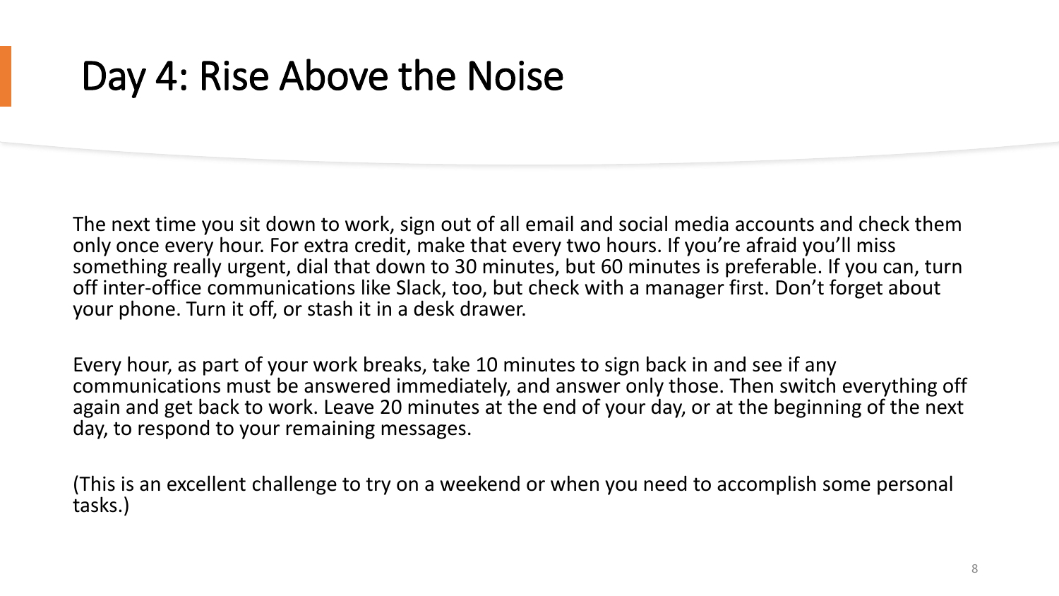# Day 4: Rise Above the Noise

The next time you sit down to work, sign out of all email and social media accounts and check them only once every hour. For extra credit, make that every two hours. If you're afraid you'll miss something really urgent, dial that down to 30 minutes, but 60 minutes is preferable. If you can, turn off inter-office communications like Slack, too, but check with a manager first. Don't forget about your phone. Turn it off, or stash it in a desk drawer.

Every hour, as part of your work breaks, take 10 minutes to sign back in and see if any communications must be answered immediately, and answer only those. Then switch everything off again and get back to work. Leave 20 minutes at the end of your day, or at the beginning of the next day, to respond to your remaining messages.

(This is an excellent challenge to try on a weekend or when you need to accomplish some personal tasks.)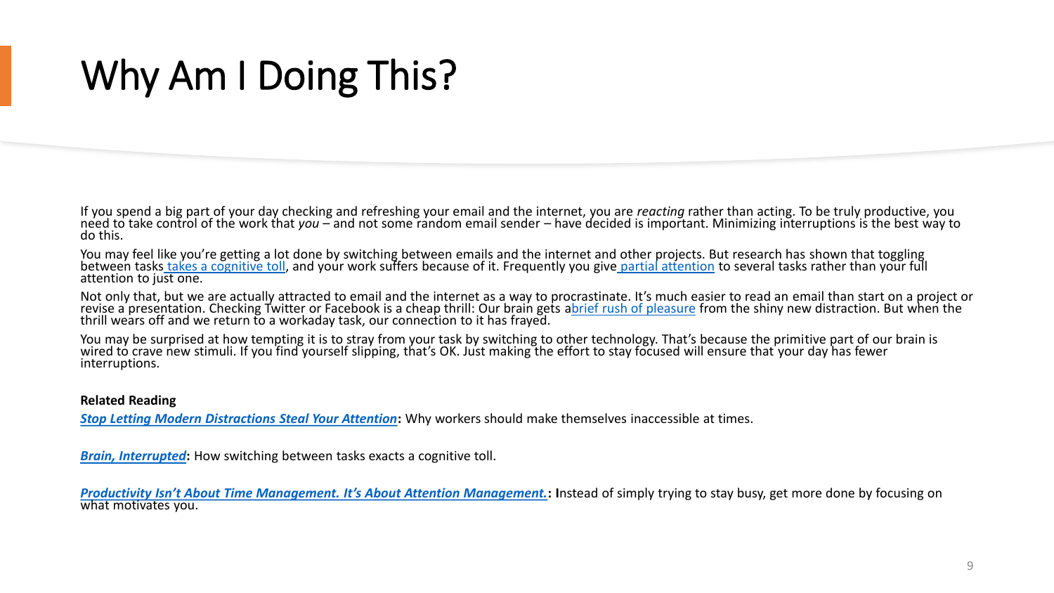# Why Am I Doing This?

If you spend a big part of your day checking and refreshing your email and the internet, you are *reacting* rather than acting. To be truly productive, you need to take control of the work that *you* – and not some random email sender – have decided is important. Minimizing interruptions is the best way to do this.

You may feel like you're getting a lot done by switching between emails and the internet and other projects. But research has shown that toggling between tasks takes a cognitive toll, and your work suffers because of it. Frequently you give partial attention to several tasks rather than your full attention to just one.

Not only that, but we are actually attracted to email and the internet as a way to procrastinate. It's much easier to read an email than start on a project or revise a presentation. Checking Twitter or Facebook is a cheap thrill: Our brain gets a brief rush of pleasure from the shiny new distraction. But when the thrill wears off and we return to a workaday task, our connection to it has frayed.

You may be surprised at how tempting it is to stray from your task by switching to other technology. That's because the primitive part of our brain is wired to crave new stimuli. If you find yourself slipping, that's OK. Just making the effort to stay focused will ensure that your day has fewer interruptions.

**Related Reading**

***Stop Letting Modern Distractions Steal Your Attention*:** Why workers should make themselves inaccessible at times.

***Brain, Interrupted*:** How switching between tasks exacts a cognitive toll.

***Productivity Isn't About Time Management. It's About Attention Management.*:** Instead of simply trying to stay busy, get more done by focusing on what motivates you.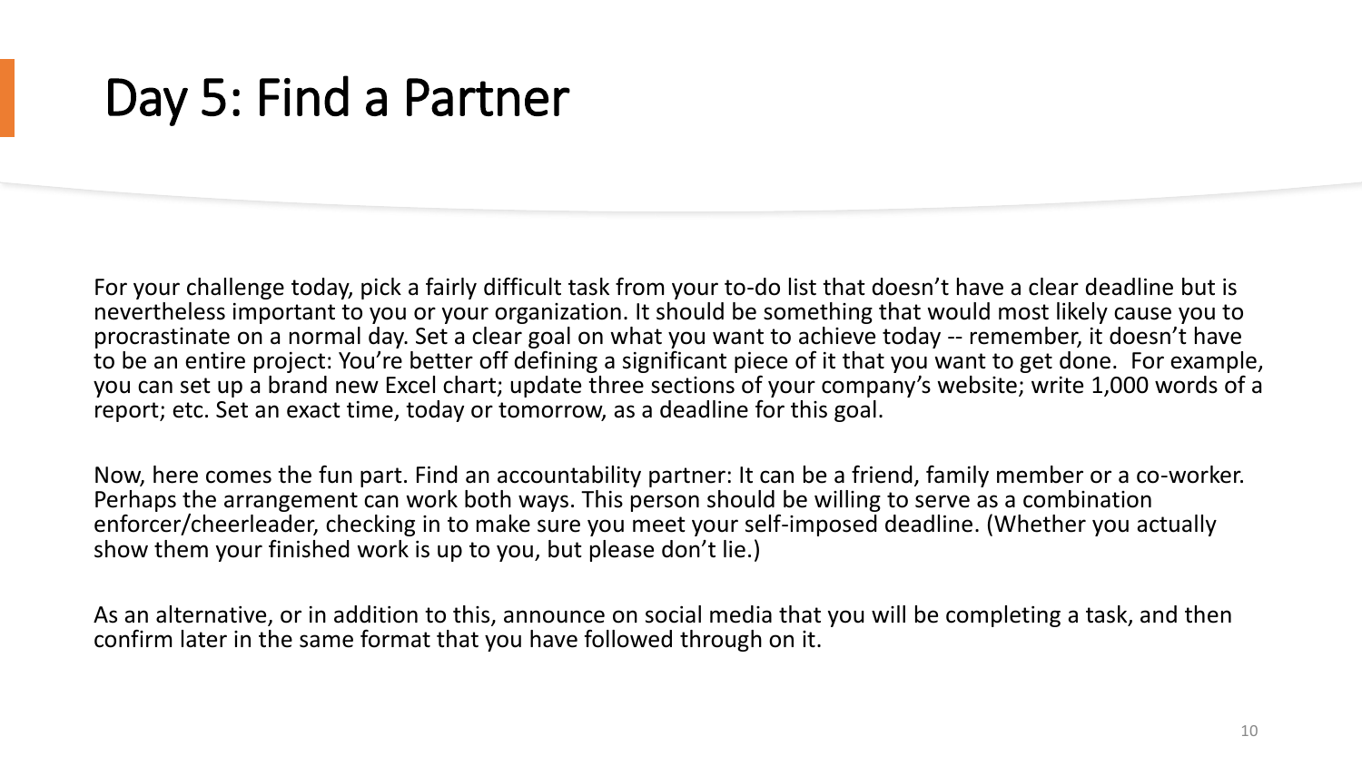# Day 5: Find a Partner

For your challenge today, pick a fairly difficult task from your to-do list that doesn't have a clear deadline but is nevertheless important to you or your organization. It should be something that would most likely cause you to procrastinate on a normal day. Set a clear goal on what you want to achieve today -- remember, it doesn't have to be an entire project: You're better off defining a significant piece of it that you want to get done. For example, you can set up a brand new Excel chart; update three sections of your company's website; write 1,000 words of a report; etc. Set an exact time, today or tomorrow, as a deadline for this goal.

Now, here comes the fun part. Find an accountability partner: It can be a friend, family member or a co-worker. Perhaps the arrangement can work both ways. This person should be willing to serve as a combination enforcer/cheerleader, checking in to make sure you meet your self-imposed deadline. (Whether you actually show them your finished work is up to you, but please don't lie.)

As an alternative, or in addition to this, announce on social media that you will be completing a task, and then confirm later in the same format that you have followed through on it.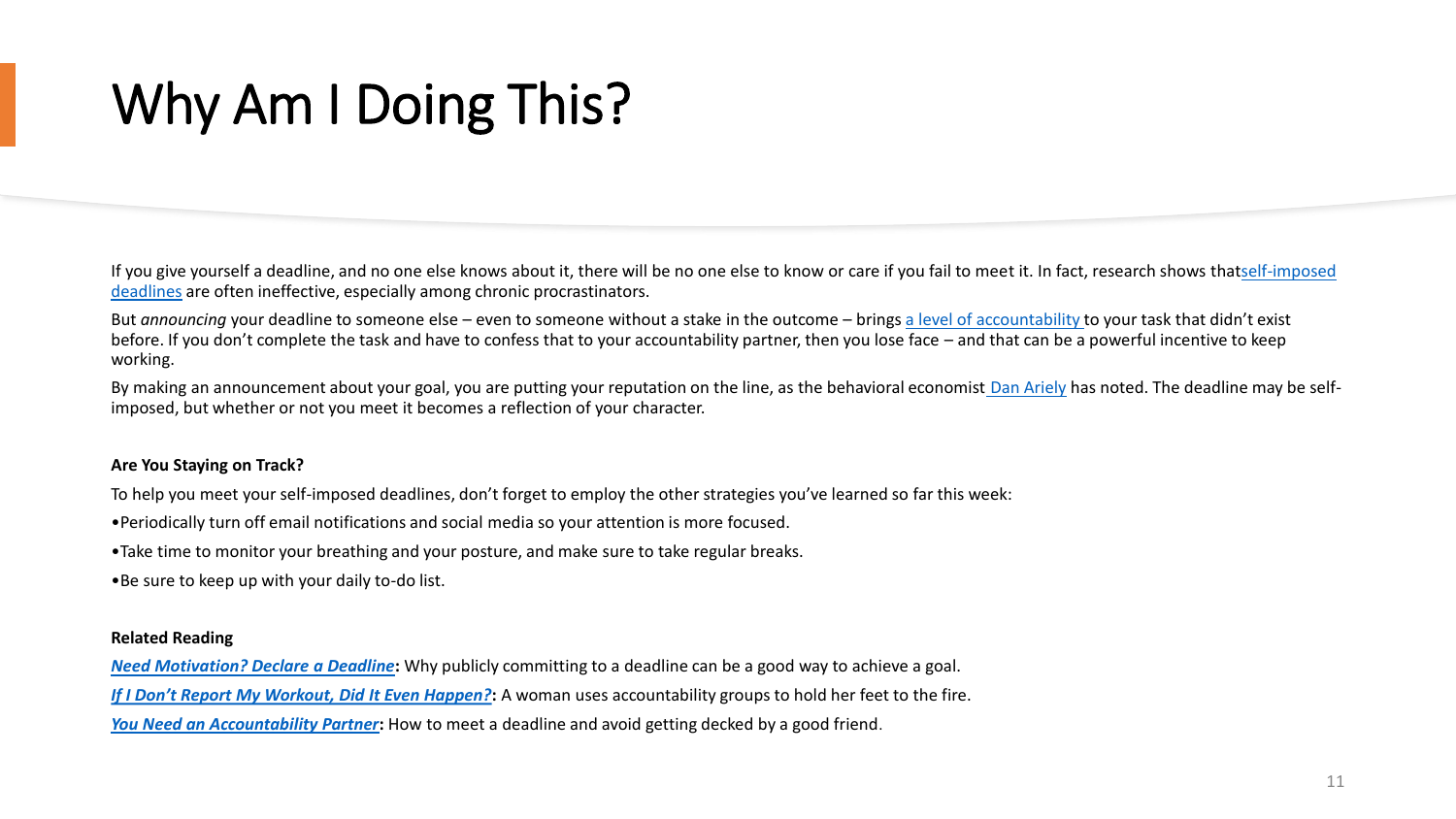# Why Am I Doing This?

If you give yourself a deadline, and no one else knows about it, there will be no one else to know or care if you fail to meet it. In fact, research shows thatself-imposed deadlines are often ineffective, especially among chronic procrastinators.

But *announcing* your deadline to someone else – even to someone without a stake in the outcome – brings a level of accountability to your task that didn't exist before. If you don't complete the task and have to confess that to your accountability partner, then you lose face – and that can be a powerful incentive to keep working.

By making an announcement about your goal, you are putting your reputation on the line, as the behavioral economist Dan Ariely has noted. The deadline may be self-imposed, but whether or not you meet it becomes a reflection of your character.

**Are You Staying on Track?**

To help you meet your self-imposed deadlines, don't forget to employ the other strategies you've learned so far this week:

- Periodically turn off email notifications and social media so your attention is more focused.
- Take time to monitor your breathing and your posture, and make sure to take regular breaks.
- Be sure to keep up with your daily to-do list.

**Related Reading**

***Need Motivation? Declare a Deadline*****:** Why publicly committing to a deadline can be a good way to achieve a goal.

***If I Don't Report My Workout, Did It Even Happen?*****:** A woman uses accountability groups to hold her feet to the fire.

***You Need an Accountability Partner*****:** How to meet a deadline and avoid getting decked by a good friend.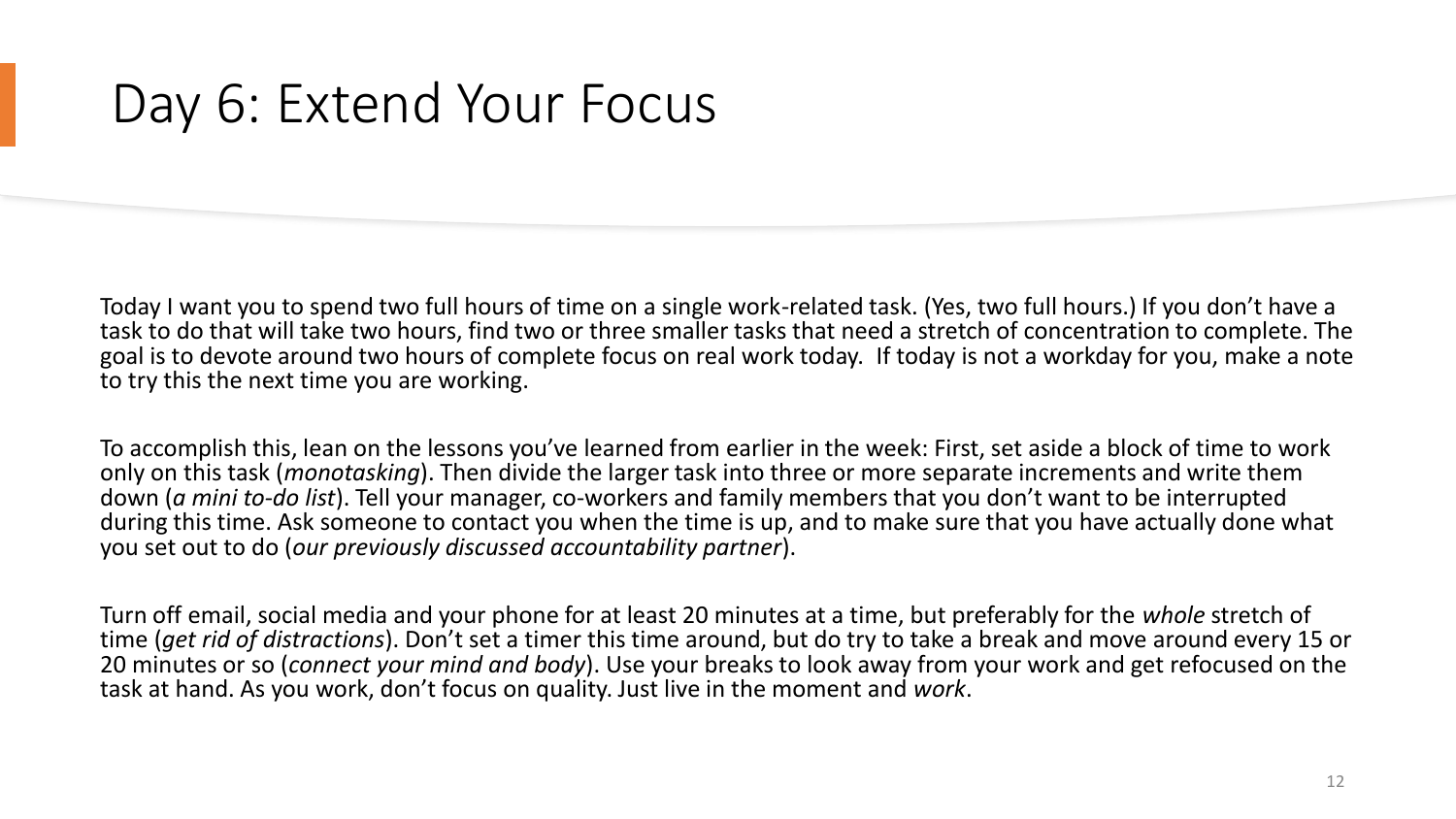# Day 6: Extend Your Focus

Today I want you to spend two full hours of time on a single work-related task. (Yes, two full hours.) If you don't have a task to do that will take two hours, find two or three smaller tasks that need a stretch of concentration to complete. The goal is to devote around two hours of complete focus on real work today. If today is not a workday for you, make a note to try this the next time you are working.

To accomplish this, lean on the lessons you've learned from earlier in the week: First, set aside a block of time to work only on this task (*monotasking*). Then divide the larger task into three or more separate increments and write them down (*a mini to-do list*). Tell your manager, co-workers and family members that you don't want to be interrupted during this time. Ask someone to contact you when the time is up, and to make sure that you have actually done what you set out to do (*our previously discussed accountability partner*).

Turn off email, social media and your phone for at least 20 minutes at a time, but preferably for the *whole* stretch of time (*get rid of distractions*). Don't set a timer this time around, but do try to take a break and move around every 15 or 20 minutes or so (*connect your mind and body*). Use your breaks to look away from your work and get refocused on the task at hand. As you work, don't focus on quality. Just live in the moment and *work*.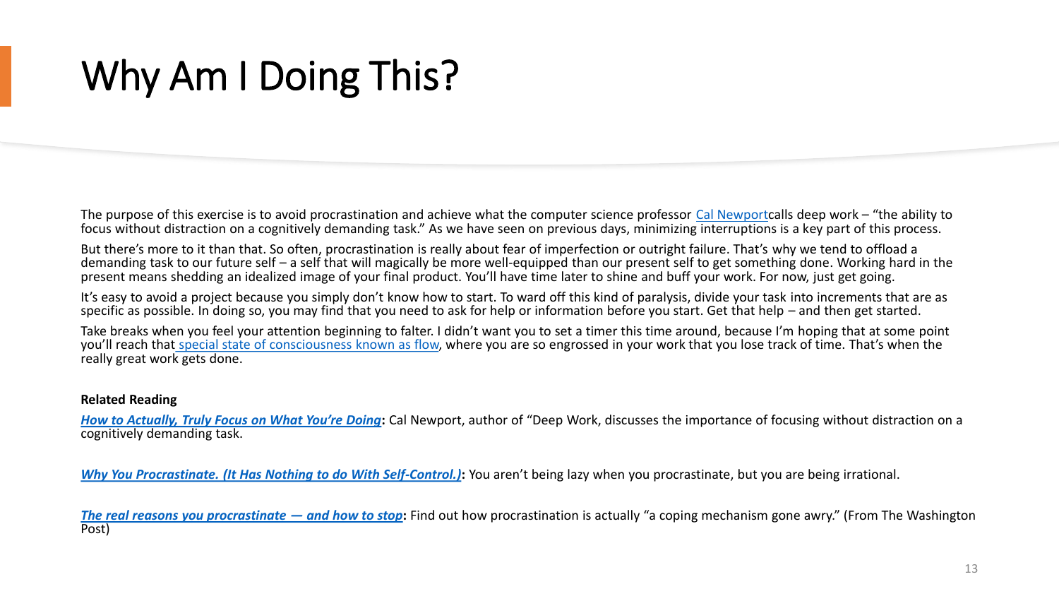# Why Am I Doing This?

The purpose of this exercise is to avoid procrastination and achieve what the computer science professor Cal Newportcalls deep work – "the ability to focus without distraction on a cognitively demanding task." As we have seen on previous days, minimizing interruptions is a key part of this process.

But there's more to it than that. So often, procrastination is really about fear of imperfection or outright failure. That's why we tend to offload a demanding task to our future self – a self that will magically be more well-equipped than our present self to get something done. Working hard in the present means shedding an idealized image of your final product. You'll have time later to shine and buff your work. For now, just get going.

It's easy to avoid a project because you simply don't know how to start. To ward off this kind of paralysis, divide your task into increments that are as specific as possible. In doing so, you may find that you need to ask for help or information before you start. Get that help – and then get started.

Take breaks when you feel your attention beginning to falter. I didn't want you to set a timer this time around, because I'm hoping that at some point you'll reach that special state of consciousness known as flow, where you are so engrossed in your work that you lose track of time. That's when the really great work gets done.

**Related Reading**

***How to Actually, Truly Focus on What You're Doing*:** Cal Newport, author of "Deep Work, discusses the importance of focusing without distraction on a cognitively demanding task.

***Why You Procrastinate. (It Has Nothing to do With Self-Control.)*:** You aren't being lazy when you procrastinate, but you are being irrational.

***The real reasons you procrastinate — and how to stop*:** Find out how procrastination is actually "a coping mechanism gone awry." (From The Washington Post)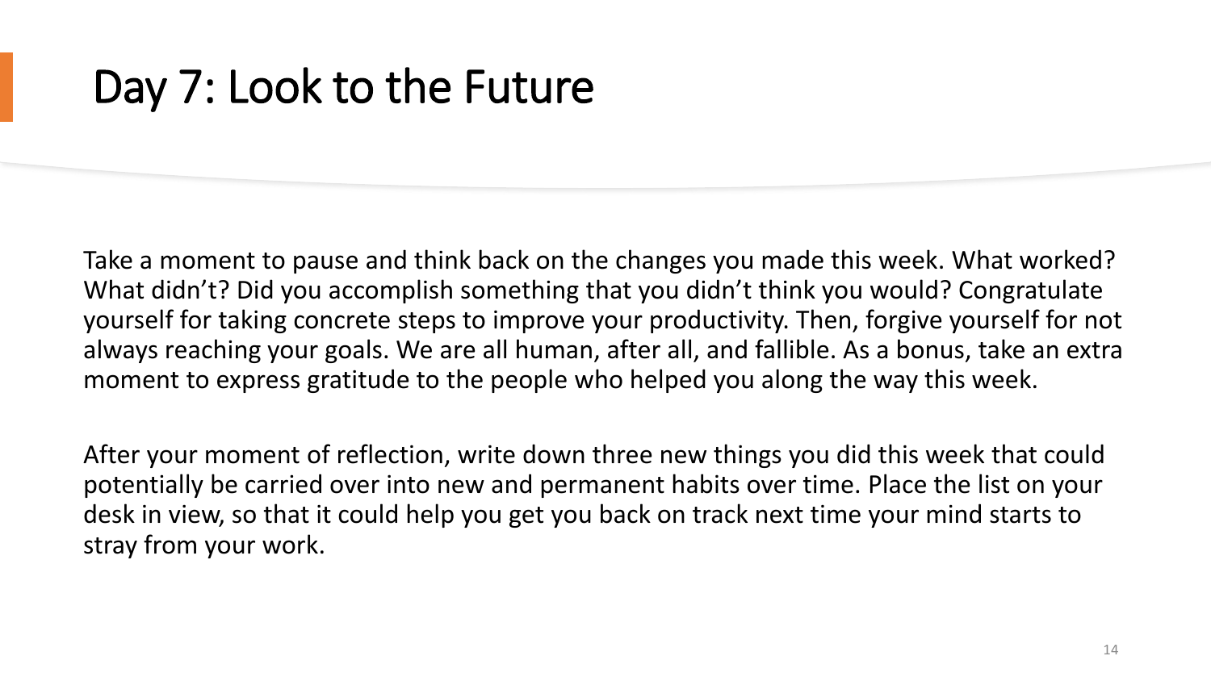# Day 7: Look to the Future

Take a moment to pause and think back on the changes you made this week. What worked? What didn't? Did you accomplish something that you didn't think you would? Congratulate yourself for taking concrete steps to improve your productivity. Then, forgive yourself for not always reaching your goals. We are all human, after all, and fallible. As a bonus, take an extra moment to express gratitude to the people who helped you along the way this week.

After your moment of reflection, write down three new things you did this week that could potentially be carried over into new and permanent habits over time. Place the list on your desk in view, so that it could help you get you back on track next time your mind starts to stray from your work.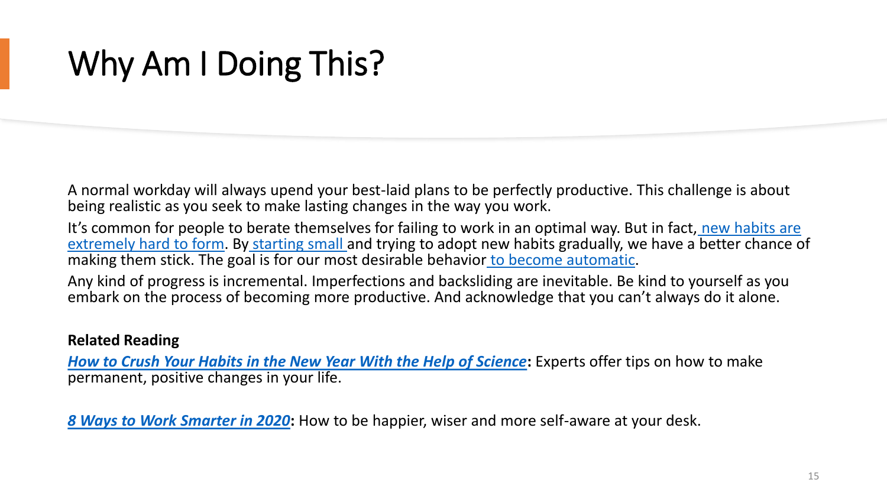# Why Am I Doing This?

A normal workday will always upend your best-laid plans to be perfectly productive. This challenge is about being realistic as you seek to make lasting changes in the way you work.

It's common for people to berate themselves for failing to work in an optimal way. But in fact, new habits are extremely hard to form. By starting small and trying to adopt new habits gradually, we have a better chance of making them stick. The goal is for our most desirable behavior to become automatic.

Any kind of progress is incremental. Imperfections and backsliding are inevitable. Be kind to yourself as you embark on the process of becoming more productive. And acknowledge that you can't always do it alone.

**Related Reading**

***How to Crush Your Habits in the New Year With the Help of Science*:** Experts offer tips on how to make permanent, positive changes in your life.

***8 Ways to Work Smarter in 2020*:** How to be happier, wiser and more self-aware at your desk.